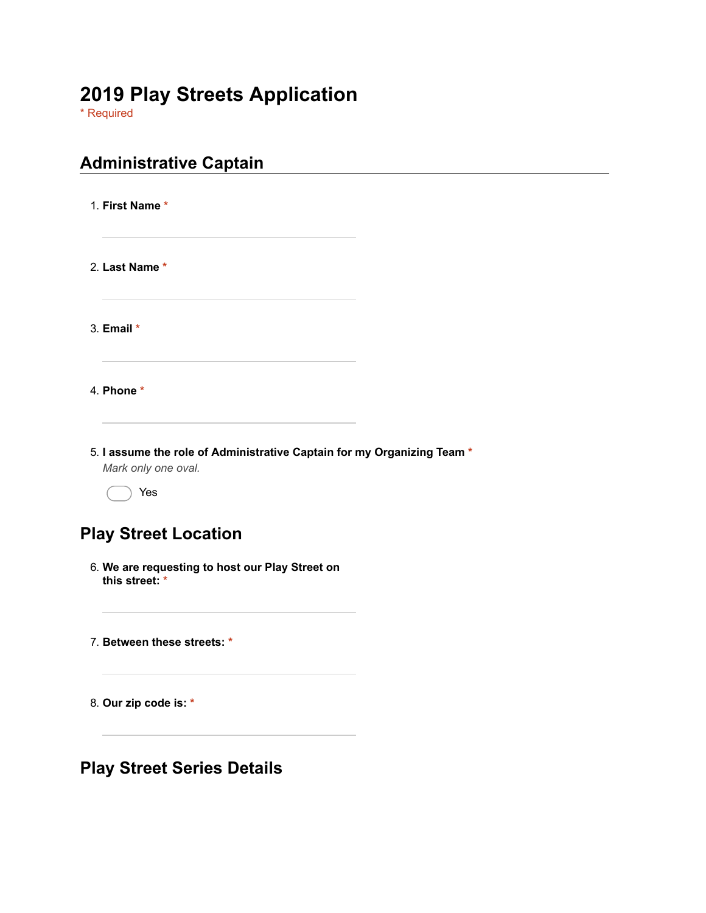# 2019 Play Streets Application

* Required

## Administrative Captain

1. **First Name** *

2. **Last Name** *

3. **Email** *

4. **Phone** *

5. **I assume the role of Administrative Captain for my Organizing Team** *
   *Mark only one oval.*

   Yes

## Play Street Location

6. **We are requesting to host our Play Street on this street:** *

7. **Between these streets:** *

8. **Our zip code is:** *

## Play Street Series Details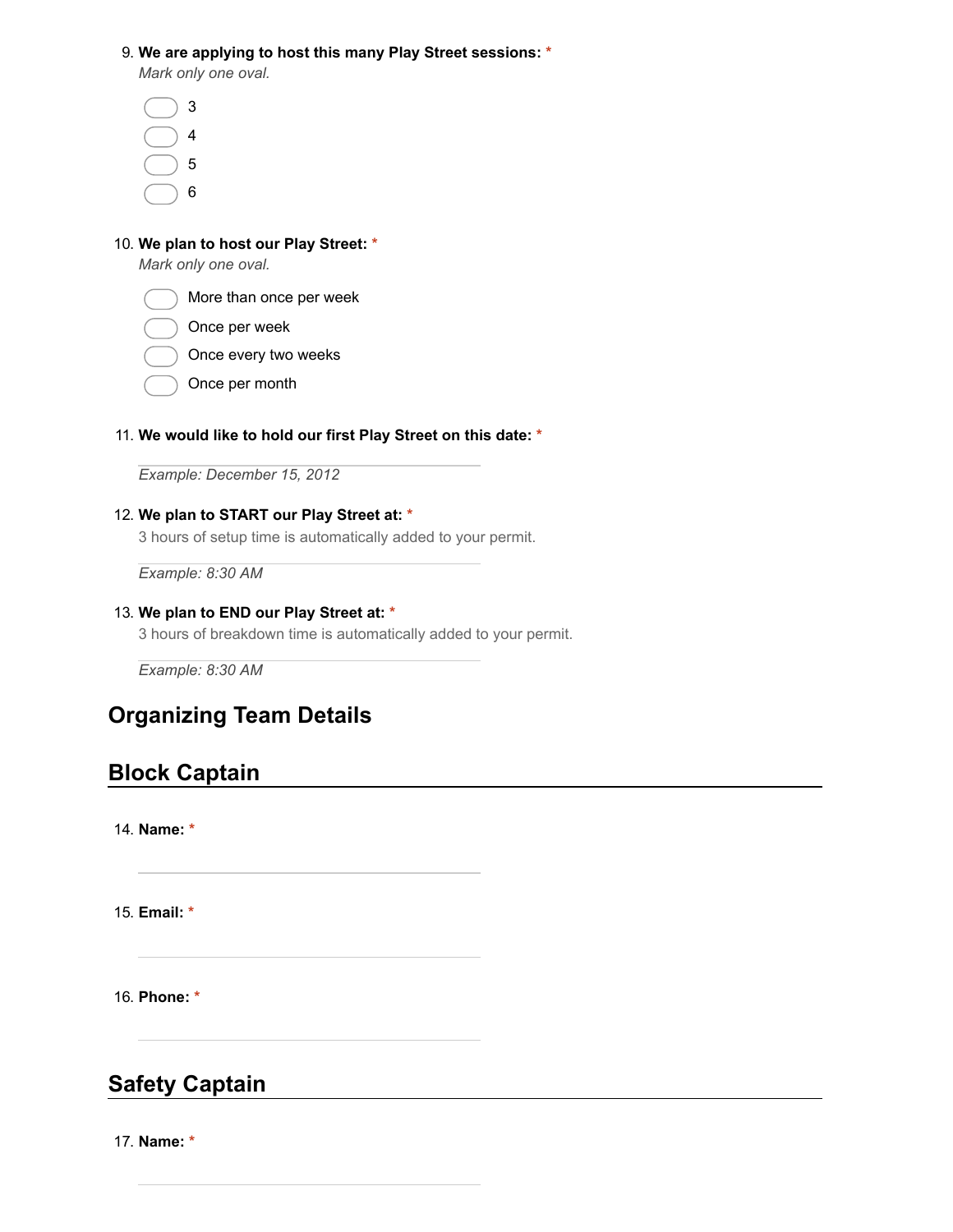9. **We are applying to host this many Play Street sessions:** *

*Mark only one oval.*

- ( ) 3
- ( ) 4
- ( ) 5
- ( ) 6

10. **We plan to host our Play Street:** *

*Mark only one oval.*

- ( ) More than once per week
- ( ) Once per week
- ( ) Once every two weeks
- ( ) Once per month

11. **We would like to hold our first Play Street on this date:** *

_______________________________

*Example: December 15, 2012*

12. **We plan to START our Play Street at:** *

3 hours of setup time is automatically added to your permit.

_______________________________

*Example: 8:30 AM*

13. **We plan to END our Play Street at:** *

3 hours of breakdown time is automatically added to your permit.

_______________________________

*Example: 8:30 AM*

## Organizing Team Details

## Block Captain

14. **Name:** *

_______________________________

15. **Email:** *

_______________________________

16. **Phone:** *

_______________________________

## Safety Captain

17. **Name:** *

_______________________________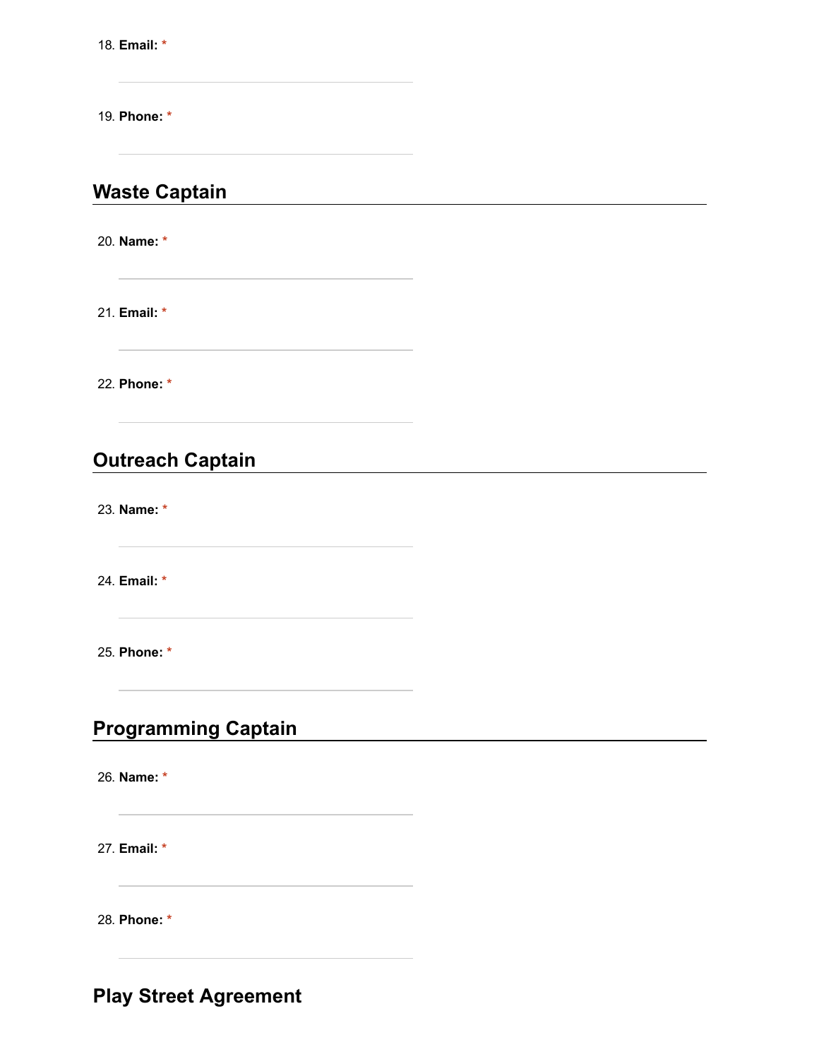18. **Email:** *

19. **Phone:** *

## Waste Captain

20. **Name:** *

21. **Email:** *

22. **Phone:** *

## Outreach Captain

23. **Name:** *

24. **Email:** *

25. **Phone:** *

## Programming Captain

26. **Name:** *

27. **Email:** *

28. **Phone:** *

## Play Street Agreement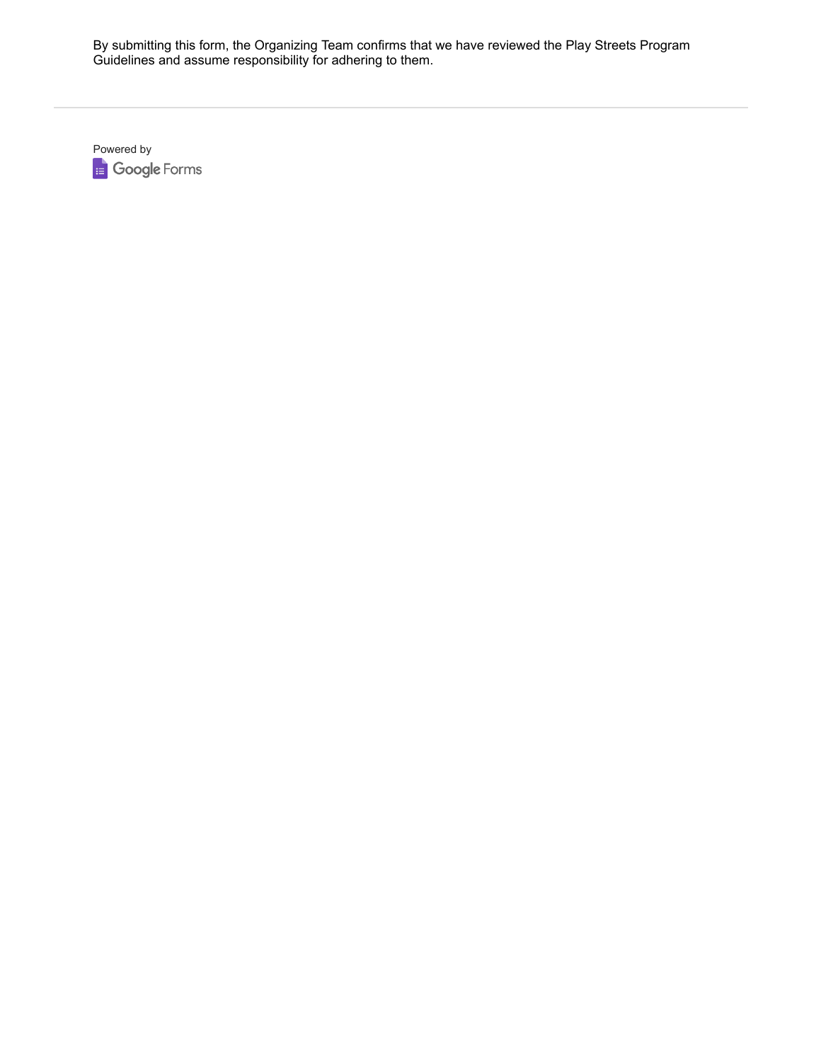By submitting this form, the Organizing Team confirms that we have reviewed the Play Streets Program Guidelines and assume responsibility for adhering to them.

---

Powered by
Google Forms